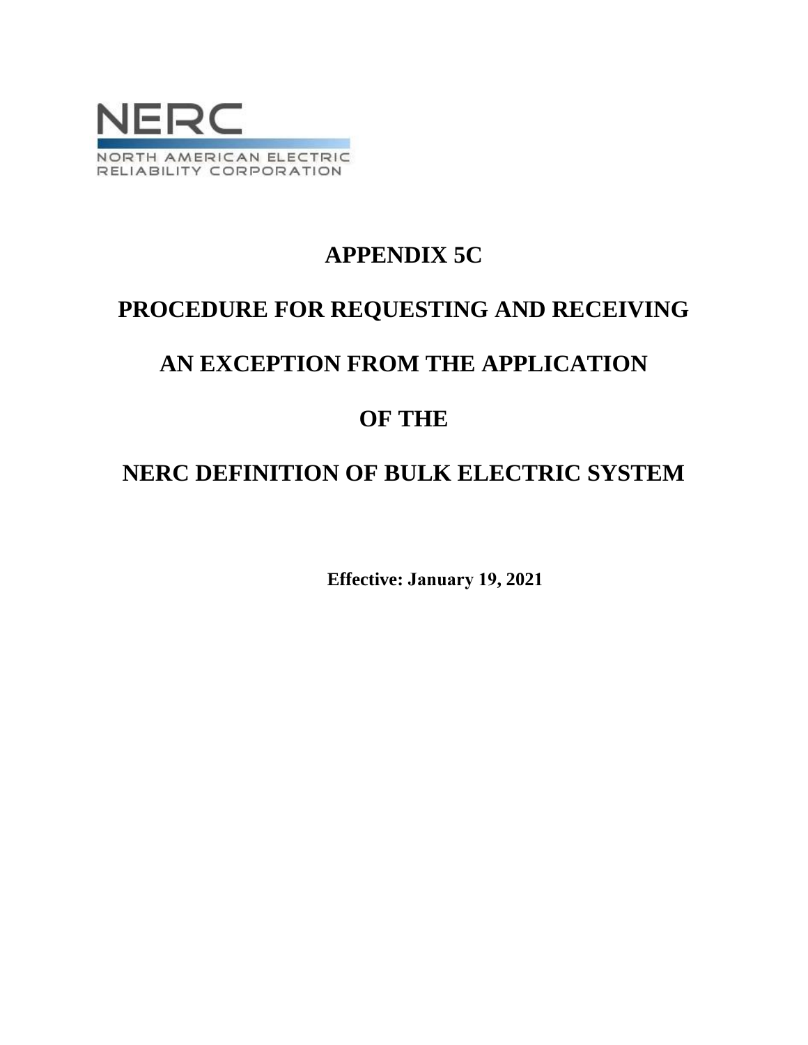NERC

NORTH AMERICAN ELECTRIC
RELIABILITY CORPORATION

# APPENDIX 5C

# PROCEDURE FOR REQUESTING AND RECEIVING AN EXCEPTION FROM THE APPLICATION OF THE NERC DEFINITION OF BULK ELECTRIC SYSTEM

**Effective: January 19, 2021**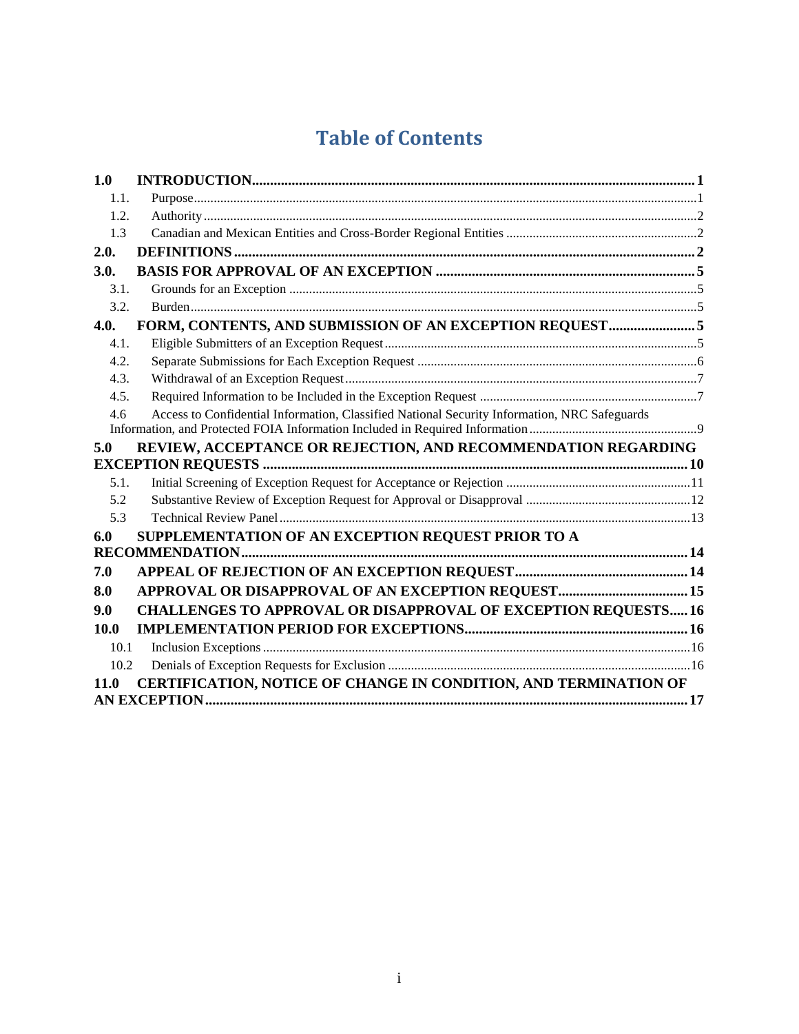# Table of Contents

| | | |
|---|---|---|
| **1.0** | **INTRODUCTION** | **1** |
| 1.1. | Purpose | 1 |
| 1.2. | Authority | 2 |
| 1.3 | Canadian and Mexican Entities and Cross-Border Regional Entities | 2 |
| **2.0.** | **DEFINITIONS** | **2** |
| **3.0.** | **BASIS FOR APPROVAL OF AN EXCEPTION** | **5** |
| 3.1. | Grounds for an Exception | 5 |
| 3.2. | Burden | 5 |
| **4.0.** | **FORM, CONTENTS, AND SUBMISSION OF AN EXCEPTION REQUEST** | **5** |
| 4.1. | Eligible Submitters of an Exception Request | 5 |
| 4.2. | Separate Submissions for Each Exception Request | 6 |
| 4.3. | Withdrawal of an Exception Request | 7 |
| 4.5. | Required Information to be Included in the Exception Request | 7 |
| 4.6 | Access to Confidential Information, Classified National Security Information, NRC Safeguards Information, and Protected FOIA Information Included in Required Information | 9 |
| **5.0** | **REVIEW, ACCEPTANCE OR REJECTION, AND RECOMMENDATION REGARDING EXCEPTION REQUESTS** | **10** |
| 5.1. | Initial Screening of Exception Request for Acceptance or Rejection | 11 |
| 5.2 | Substantive Review of Exception Request for Approval or Disapproval | 12 |
| 5.3 | Technical Review Panel | 13 |
| **6.0** | **SUPPLEMENTATION OF AN EXCEPTION REQUEST PRIOR TO A RECOMMENDATION** | **14** |
| **7.0** | **APPEAL OF REJECTION OF AN EXCEPTION REQUEST** | **14** |
| **8.0** | **APPROVAL OR DISAPPROVAL OF AN EXCEPTION REQUEST** | **15** |
| **9.0** | **CHALLENGES TO APPROVAL OR DISAPPROVAL OF EXCEPTION REQUESTS** | **16** |
| **10.0** | **IMPLEMENTATION PERIOD FOR EXCEPTIONS** | **16** |
| 10.1 | Inclusion Exceptions | 16 |
| 10.2 | Denials of Exception Requests for Exclusion | 16 |
| **11.0** | **CERTIFICATION, NOTICE OF CHANGE IN CONDITION, AND TERMINATION OF AN EXCEPTION** | **17** |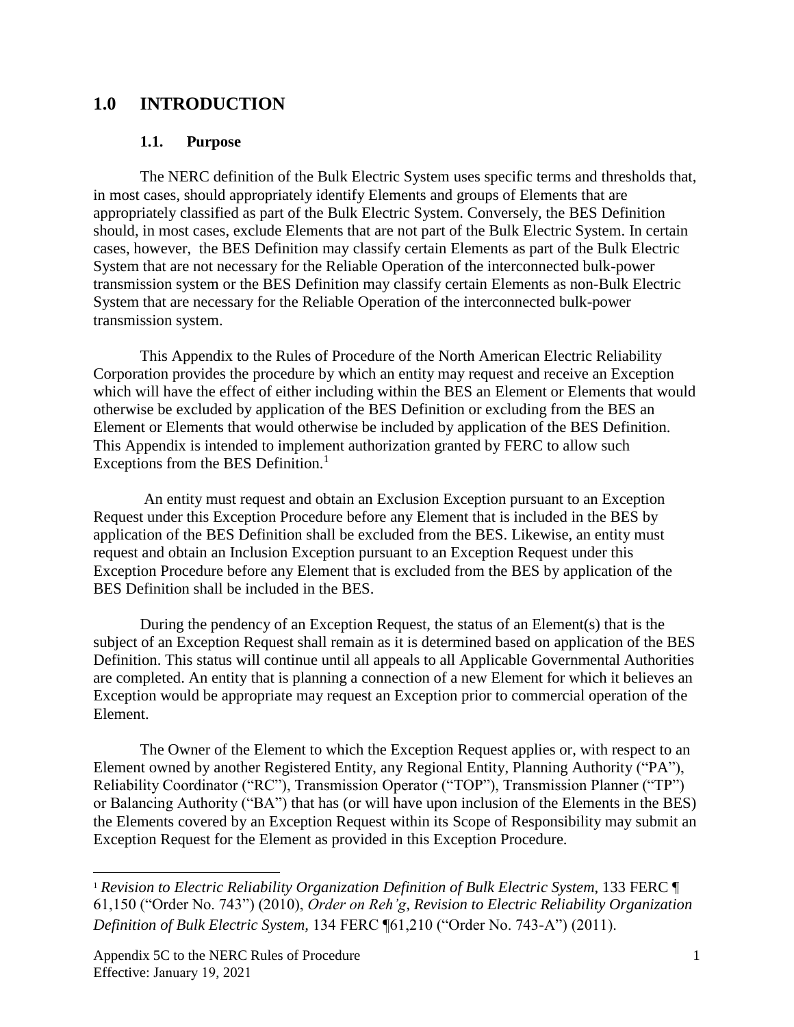# 1.0 INTRODUCTION

## 1.1. Purpose

The NERC definition of the Bulk Electric System uses specific terms and thresholds that, in most cases, should appropriately identify Elements and groups of Elements that are appropriately classified as part of the Bulk Electric System. Conversely, the BES Definition should, in most cases, exclude Elements that are not part of the Bulk Electric System. In certain cases, however, the BES Definition may classify certain Elements as part of the Bulk Electric System that are not necessary for the Reliable Operation of the interconnected bulk-power transmission system or the BES Definition may classify certain Elements as non-Bulk Electric System that are necessary for the Reliable Operation of the interconnected bulk-power transmission system.

This Appendix to the Rules of Procedure of the North American Electric Reliability Corporation provides the procedure by which an entity may request and receive an Exception which will have the effect of either including within the BES an Element or Elements that would otherwise be excluded by application of the BES Definition or excluding from the BES an Element or Elements that would otherwise be included by application of the BES Definition. This Appendix is intended to implement authorization granted by FERC to allow such Exceptions from the BES Definition.[1]

An entity must request and obtain an Exclusion Exception pursuant to an Exception Request under this Exception Procedure before any Element that is included in the BES by application of the BES Definition shall be excluded from the BES. Likewise, an entity must request and obtain an Inclusion Exception pursuant to an Exception Request under this Exception Procedure before any Element that is excluded from the BES by application of the BES Definition shall be included in the BES.

During the pendency of an Exception Request, the status of an Element(s) that is the subject of an Exception Request shall remain as it is determined based on application of the BES Definition. This status will continue until all appeals to all Applicable Governmental Authorities are completed. An entity that is planning a connection of a new Element for which it believes an Exception would be appropriate may request an Exception prior to commercial operation of the Element.

The Owner of the Element to which the Exception Request applies or, with respect to an Element owned by another Registered Entity, any Regional Entity, Planning Authority ("PA"), Reliability Coordinator ("RC"), Transmission Operator ("TOP"), Transmission Planner ("TP") or Balancing Authority ("BA") that has (or will have upon inclusion of the Elements in the BES) the Elements covered by an Exception Request within its Scope of Responsibility may submit an Exception Request for the Element as provided in this Exception Procedure.

---

[1] *Revision to Electric Reliability Organization Definition of Bulk Electric System*, 133 FERC ¶ 61,150 ("Order No. 743") (2010), *Order on Reh'g*, *Revision to Electric Reliability Organization Definition of Bulk Electric System*, 134 FERC ¶61,210 ("Order No. 743-A") (2011).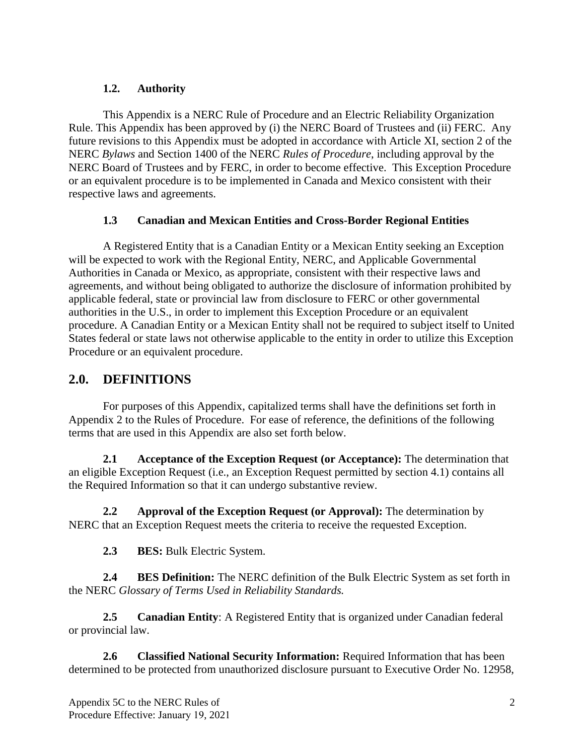### 1.2. Authority

This Appendix is a NERC Rule of Procedure and an Electric Reliability Organization Rule. This Appendix has been approved by (i) the NERC Board of Trustees and (ii) FERC. Any future revisions to this Appendix must be adopted in accordance with Article XI, section 2 of the NERC *Bylaws* and Section 1400 of the NERC *Rules of Procedure*, including approval by the NERC Board of Trustees and by FERC, in order to become effective. This Exception Procedure or an equivalent procedure is to be implemented in Canada and Mexico consistent with their respective laws and agreements.

### 1.3 Canadian and Mexican Entities and Cross-Border Regional Entities

A Registered Entity that is a Canadian Entity or a Mexican Entity seeking an Exception will be expected to work with the Regional Entity, NERC, and Applicable Governmental Authorities in Canada or Mexico, as appropriate, consistent with their respective laws and agreements, and without being obligated to authorize the disclosure of information prohibited by applicable federal, state or provincial law from disclosure to FERC or other governmental authorities in the U.S., in order to implement this Exception Procedure or an equivalent procedure. A Canadian Entity or a Mexican Entity shall not be required to subject itself to United States federal or state laws not otherwise applicable to the entity in order to utilize this Exception Procedure or an equivalent procedure.

## 2.0. DEFINITIONS

For purposes of this Appendix, capitalized terms shall have the definitions set forth in Appendix 2 to the Rules of Procedure. For ease of reference, the definitions of the following terms that are used in this Appendix are also set forth below.

**2.1 Acceptance of the Exception Request (or Acceptance):** The determination that an eligible Exception Request (i.e., an Exception Request permitted by section 4.1) contains all the Required Information so that it can undergo substantive review.

**2.2 Approval of the Exception Request (or Approval):** The determination by NERC that an Exception Request meets the criteria to receive the requested Exception.

**2.3 BES:** Bulk Electric System.

**2.4 BES Definition:** The NERC definition of the Bulk Electric System as set forth in the NERC *Glossary of Terms Used in Reliability Standards.*

**2.5 Canadian Entity**: A Registered Entity that is organized under Canadian federal or provincial law.

**2.6 Classified National Security Information:** Required Information that has been determined to be protected from unauthorized disclosure pursuant to Executive Order No. 12958,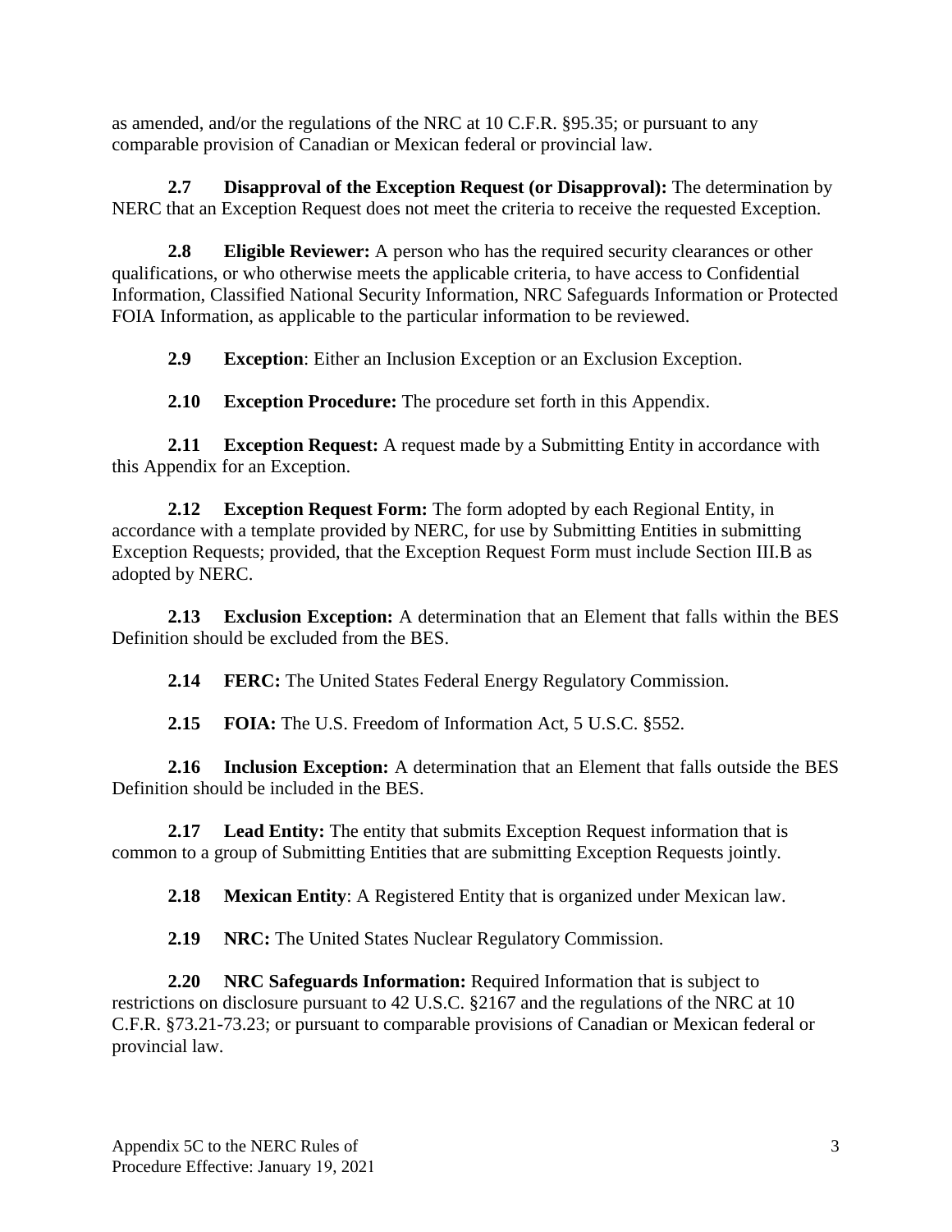as amended, and/or the regulations of the NRC at 10 C.F.R. §95.35; or pursuant to any comparable provision of Canadian or Mexican federal or provincial law.

**2.7 Disapproval of the Exception Request (or Disapproval):** The determination by NERC that an Exception Request does not meet the criteria to receive the requested Exception.

**2.8 Eligible Reviewer:** A person who has the required security clearances or other qualifications, or who otherwise meets the applicable criteria, to have access to Confidential Information, Classified National Security Information, NRC Safeguards Information or Protected FOIA Information, as applicable to the particular information to be reviewed.

**2.9 Exception**: Either an Inclusion Exception or an Exclusion Exception.

**2.10 Exception Procedure:** The procedure set forth in this Appendix.

**2.11 Exception Request:** A request made by a Submitting Entity in accordance with this Appendix for an Exception.

**2.12 Exception Request Form:** The form adopted by each Regional Entity, in accordance with a template provided by NERC, for use by Submitting Entities in submitting Exception Requests; provided, that the Exception Request Form must include Section III.B as adopted by NERC.

**2.13 Exclusion Exception:** A determination that an Element that falls within the BES Definition should be excluded from the BES.

**2.14 FERC:** The United States Federal Energy Regulatory Commission.

**2.15 FOIA:** The U.S. Freedom of Information Act, 5 U.S.C. §552.

**2.16 Inclusion Exception:** A determination that an Element that falls outside the BES Definition should be included in the BES.

**2.17 Lead Entity:** The entity that submits Exception Request information that is common to a group of Submitting Entities that are submitting Exception Requests jointly.

**2.18 Mexican Entity**: A Registered Entity that is organized under Mexican law.

**2.19 NRC:** The United States Nuclear Regulatory Commission.

**2.20 NRC Safeguards Information:** Required Information that is subject to restrictions on disclosure pursuant to 42 U.S.C. §2167 and the regulations of the NRC at 10 C.F.R. §73.21-73.23; or pursuant to comparable provisions of Canadian or Mexican federal or provincial law.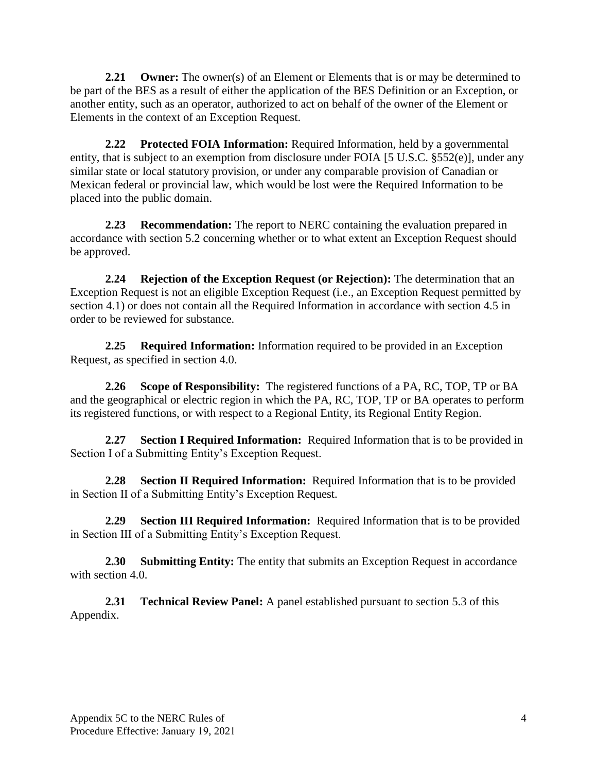**2.21 Owner:** The owner(s) of an Element or Elements that is or may be determined to be part of the BES as a result of either the application of the BES Definition or an Exception, or another entity, such as an operator, authorized to act on behalf of the owner of the Element or Elements in the context of an Exception Request.

**2.22 Protected FOIA Information:** Required Information, held by a governmental entity, that is subject to an exemption from disclosure under FOIA [5 U.S.C. §552(e)], under any similar state or local statutory provision, or under any comparable provision of Canadian or Mexican federal or provincial law, which would be lost were the Required Information to be placed into the public domain.

**2.23 Recommendation:** The report to NERC containing the evaluation prepared in accordance with section 5.2 concerning whether or to what extent an Exception Request should be approved.

**2.24 Rejection of the Exception Request (or Rejection):** The determination that an Exception Request is not an eligible Exception Request (i.e., an Exception Request permitted by section 4.1) or does not contain all the Required Information in accordance with section 4.5 in order to be reviewed for substance.

**2.25 Required Information:** Information required to be provided in an Exception Request, as specified in section 4.0.

**2.26 Scope of Responsibility:** The registered functions of a PA, RC, TOP, TP or BA and the geographical or electric region in which the PA, RC, TOP, TP or BA operates to perform its registered functions, or with respect to a Regional Entity, its Regional Entity Region.

**2.27 Section I Required Information:** Required Information that is to be provided in Section I of a Submitting Entity's Exception Request.

**2.28 Section II Required Information:** Required Information that is to be provided in Section II of a Submitting Entity's Exception Request.

**2.29 Section III Required Information:** Required Information that is to be provided in Section III of a Submitting Entity's Exception Request.

**2.30 Submitting Entity:** The entity that submits an Exception Request in accordance with section 4.0.

**2.31 Technical Review Panel:** A panel established pursuant to section 5.3 of this Appendix.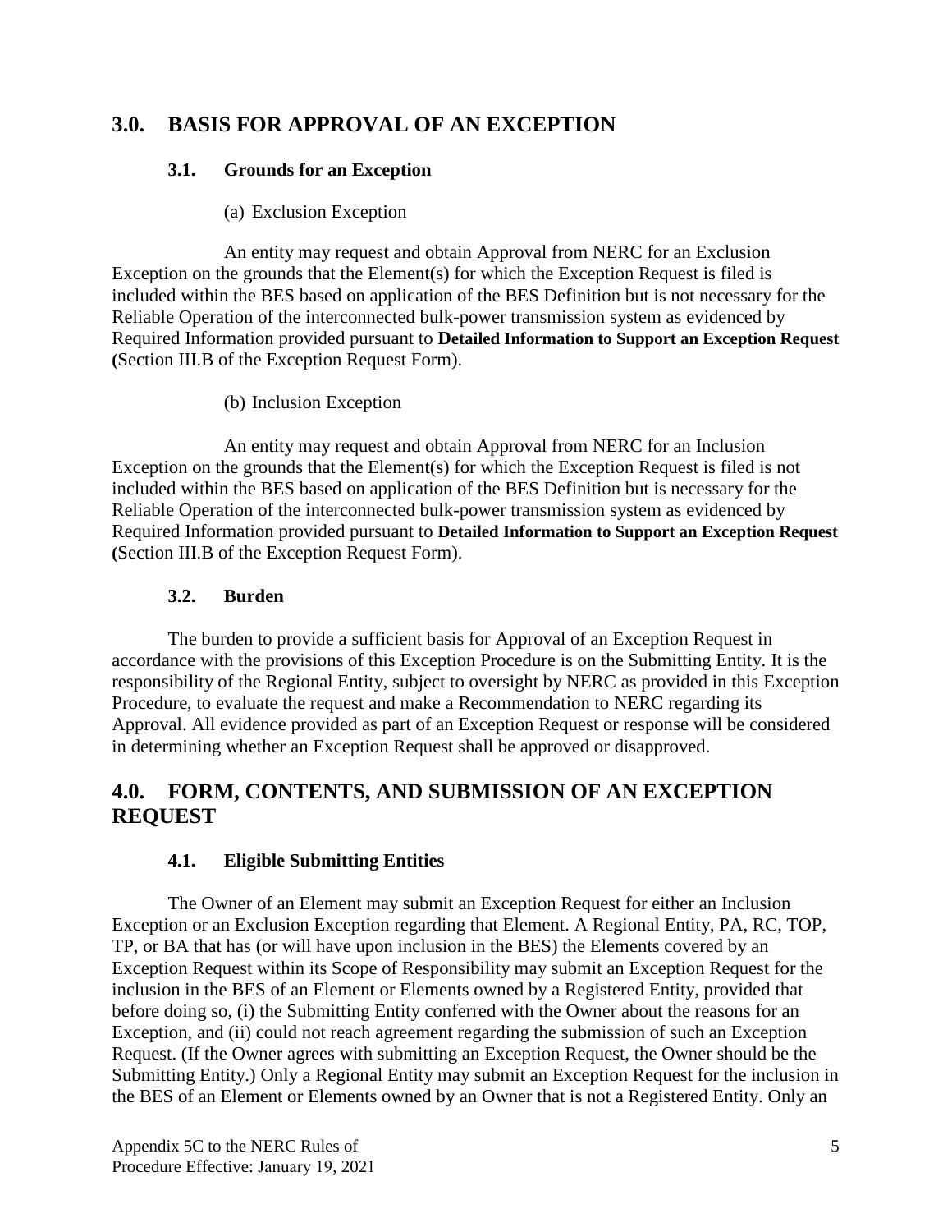## 3.0. BASIS FOR APPROVAL OF AN EXCEPTION

### 3.1. Grounds for an Exception

(a) Exclusion Exception

An entity may request and obtain Approval from NERC for an Exclusion Exception on the grounds that the Element(s) for which the Exception Request is filed is included within the BES based on application of the BES Definition but is not necessary for the Reliable Operation of the interconnected bulk-power transmission system as evidenced by Required Information provided pursuant to **Detailed Information to Support an Exception Request (**Section III.B of the Exception Request Form).

(b) Inclusion Exception

An entity may request and obtain Approval from NERC for an Inclusion Exception on the grounds that the Element(s) for which the Exception Request is filed is not included within the BES based on application of the BES Definition but is necessary for the Reliable Operation of the interconnected bulk-power transmission system as evidenced by Required Information provided pursuant to **Detailed Information to Support an Exception Request (**Section III.B of the Exception Request Form).

### 3.2. Burden

The burden to provide a sufficient basis for Approval of an Exception Request in accordance with the provisions of this Exception Procedure is on the Submitting Entity. It is the responsibility of the Regional Entity, subject to oversight by NERC as provided in this Exception Procedure, to evaluate the request and make a Recommendation to NERC regarding its Approval. All evidence provided as part of an Exception Request or response will be considered in determining whether an Exception Request shall be approved or disapproved.

## 4.0. FORM, CONTENTS, AND SUBMISSION OF AN EXCEPTION REQUEST

### 4.1. Eligible Submitting Entities

The Owner of an Element may submit an Exception Request for either an Inclusion Exception or an Exclusion Exception regarding that Element. A Regional Entity, PA, RC, TOP, TP, or BA that has (or will have upon inclusion in the BES) the Elements covered by an Exception Request within its Scope of Responsibility may submit an Exception Request for the inclusion in the BES of an Element or Elements owned by a Registered Entity, provided that before doing so, (i) the Submitting Entity conferred with the Owner about the reasons for an Exception, and (ii) could not reach agreement regarding the submission of such an Exception Request. (If the Owner agrees with submitting an Exception Request, the Owner should be the Submitting Entity.) Only a Regional Entity may submit an Exception Request for the inclusion in the BES of an Element or Elements owned by an Owner that is not a Registered Entity. Only an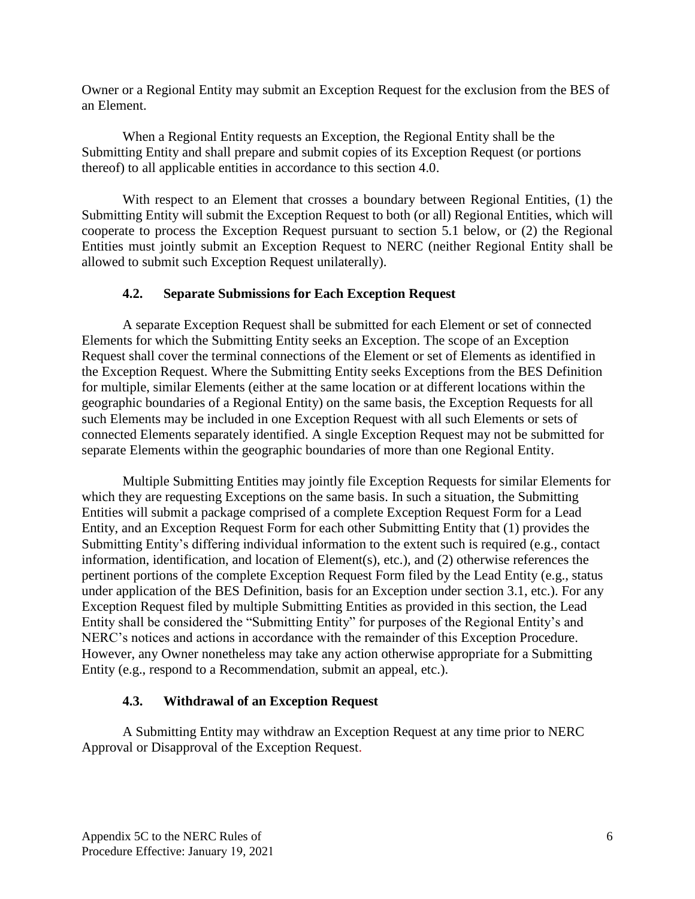Owner or a Regional Entity may submit an Exception Request for the exclusion from the BES of an Element.

When a Regional Entity requests an Exception, the Regional Entity shall be the Submitting Entity and shall prepare and submit copies of its Exception Request (or portions thereof) to all applicable entities in accordance to this section 4.0.

With respect to an Element that crosses a boundary between Regional Entities, (1) the Submitting Entity will submit the Exception Request to both (or all) Regional Entities, which will cooperate to process the Exception Request pursuant to section 5.1 below, or (2) the Regional Entities must jointly submit an Exception Request to NERC (neither Regional Entity shall be allowed to submit such Exception Request unilaterally).

### 4.2. Separate Submissions for Each Exception Request

A separate Exception Request shall be submitted for each Element or set of connected Elements for which the Submitting Entity seeks an Exception. The scope of an Exception Request shall cover the terminal connections of the Element or set of Elements as identified in the Exception Request. Where the Submitting Entity seeks Exceptions from the BES Definition for multiple, similar Elements (either at the same location or at different locations within the geographic boundaries of a Regional Entity) on the same basis, the Exception Requests for all such Elements may be included in one Exception Request with all such Elements or sets of connected Elements separately identified. A single Exception Request may not be submitted for separate Elements within the geographic boundaries of more than one Regional Entity.

Multiple Submitting Entities may jointly file Exception Requests for similar Elements for which they are requesting Exceptions on the same basis. In such a situation, the Submitting Entities will submit a package comprised of a complete Exception Request Form for a Lead Entity, and an Exception Request Form for each other Submitting Entity that (1) provides the Submitting Entity's differing individual information to the extent such is required (e.g., contact information, identification, and location of Element(s), etc.), and (2) otherwise references the pertinent portions of the complete Exception Request Form filed by the Lead Entity (e.g., status under application of the BES Definition, basis for an Exception under section 3.1, etc.). For any Exception Request filed by multiple Submitting Entities as provided in this section, the Lead Entity shall be considered the "Submitting Entity" for purposes of the Regional Entity's and NERC's notices and actions in accordance with the remainder of this Exception Procedure. However, any Owner nonetheless may take any action otherwise appropriate for a Submitting Entity (e.g., respond to a Recommendation, submit an appeal, etc.).

### 4.3. Withdrawal of an Exception Request

A Submitting Entity may withdraw an Exception Request at any time prior to NERC Approval or Disapproval of the Exception Request.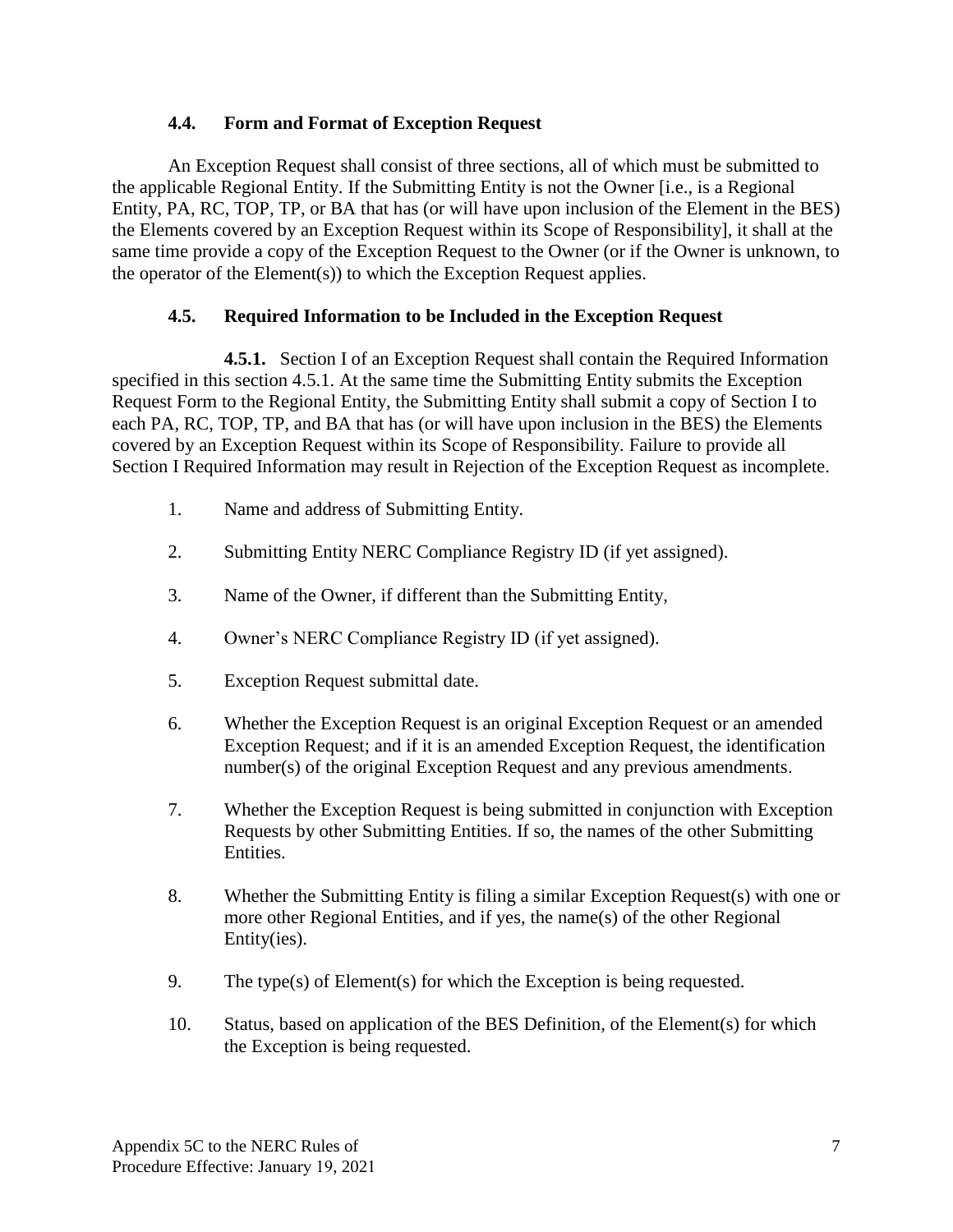### 4.4. Form and Format of Exception Request

An Exception Request shall consist of three sections, all of which must be submitted to the applicable Regional Entity. If the Submitting Entity is not the Owner [i.e., is a Regional Entity, PA, RC, TOP, TP, or BA that has (or will have upon inclusion of the Element in the BES) the Elements covered by an Exception Request within its Scope of Responsibility], it shall at the same time provide a copy of the Exception Request to the Owner (or if the Owner is unknown, to the operator of the Element(s)) to which the Exception Request applies.

### 4.5. Required Information to be Included in the Exception Request

**4.5.1.** Section I of an Exception Request shall contain the Required Information specified in this section 4.5.1. At the same time the Submitting Entity submits the Exception Request Form to the Regional Entity, the Submitting Entity shall submit a copy of Section I to each PA, RC, TOP, TP, and BA that has (or will have upon inclusion in the BES) the Elements covered by an Exception Request within its Scope of Responsibility. Failure to provide all Section I Required Information may result in Rejection of the Exception Request as incomplete.

1. Name and address of Submitting Entity.
2. Submitting Entity NERC Compliance Registry ID (if yet assigned).
3. Name of the Owner, if different than the Submitting Entity,
4. Owner's NERC Compliance Registry ID (if yet assigned).
5. Exception Request submittal date.
6. Whether the Exception Request is an original Exception Request or an amended Exception Request; and if it is an amended Exception Request, the identification number(s) of the original Exception Request and any previous amendments.
7. Whether the Exception Request is being submitted in conjunction with Exception Requests by other Submitting Entities. If so, the names of the other Submitting Entities.
8. Whether the Submitting Entity is filing a similar Exception Request(s) with one or more other Regional Entities, and if yes, the name(s) of the other Regional Entity(ies).
9. The type(s) of Element(s) for which the Exception is being requested.
10. Status, based on application of the BES Definition, of the Element(s) for which the Exception is being requested.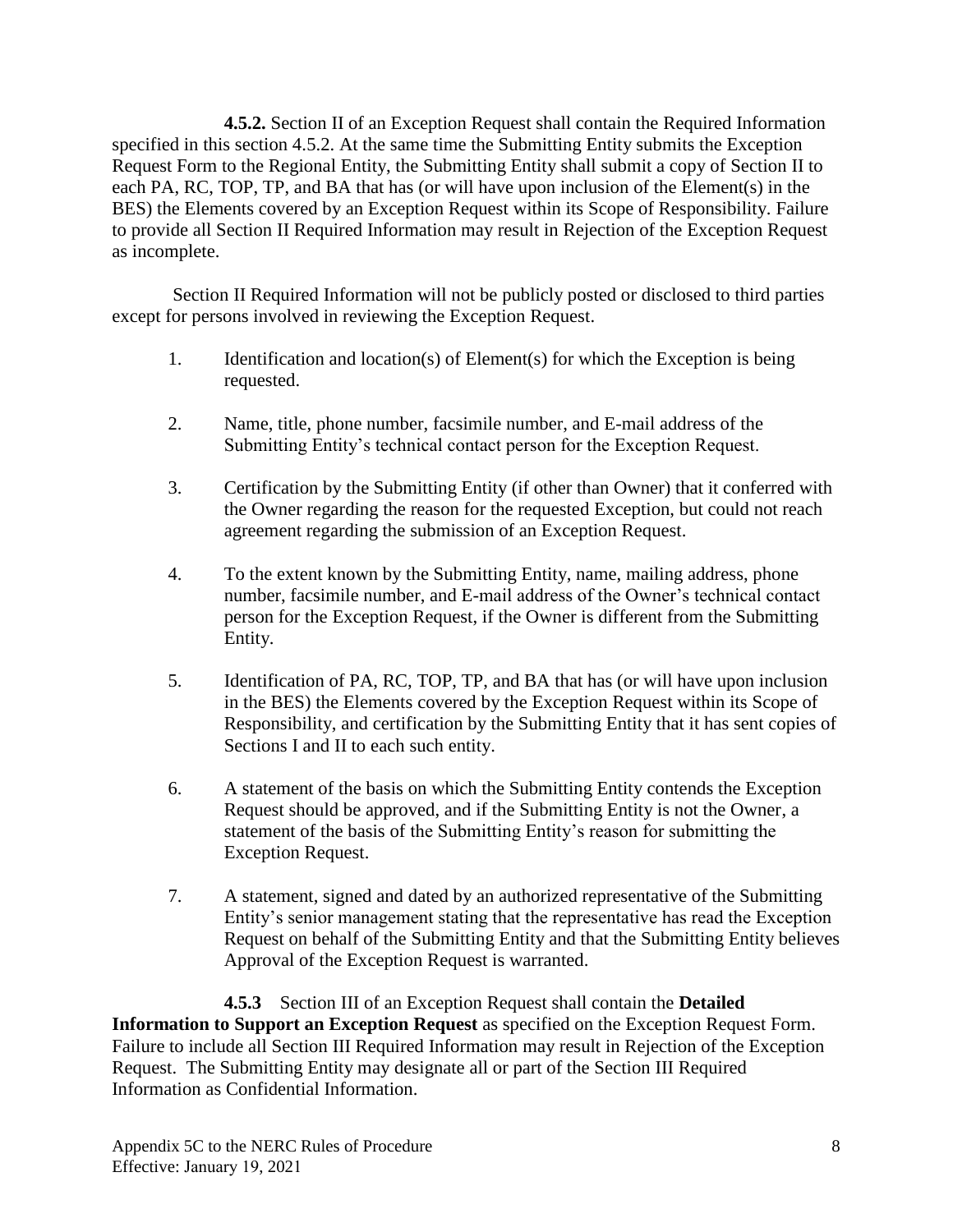**4.5.2.** Section II of an Exception Request shall contain the Required Information specified in this section 4.5.2. At the same time the Submitting Entity submits the Exception Request Form to the Regional Entity, the Submitting Entity shall submit a copy of Section II to each PA, RC, TOP, TP, and BA that has (or will have upon inclusion of the Element(s) in the BES) the Elements covered by an Exception Request within its Scope of Responsibility. Failure to provide all Section II Required Information may result in Rejection of the Exception Request as incomplete.

Section II Required Information will not be publicly posted or disclosed to third parties except for persons involved in reviewing the Exception Request.

1. Identification and location(s) of Element(s) for which the Exception is being requested.

2. Name, title, phone number, facsimile number, and E-mail address of the Submitting Entity's technical contact person for the Exception Request.

3. Certification by the Submitting Entity (if other than Owner) that it conferred with the Owner regarding the reason for the requested Exception, but could not reach agreement regarding the submission of an Exception Request.

4. To the extent known by the Submitting Entity, name, mailing address, phone number, facsimile number, and E-mail address of the Owner's technical contact person for the Exception Request, if the Owner is different from the Submitting Entity.

5. Identification of PA, RC, TOP, TP, and BA that has (or will have upon inclusion in the BES) the Elements covered by the Exception Request within its Scope of Responsibility, and certification by the Submitting Entity that it has sent copies of Sections I and II to each such entity.

6. A statement of the basis on which the Submitting Entity contends the Exception Request should be approved, and if the Submitting Entity is not the Owner, a statement of the basis of the Submitting Entity's reason for submitting the Exception Request.

7. A statement, signed and dated by an authorized representative of the Submitting Entity's senior management stating that the representative has read the Exception Request on behalf of the Submitting Entity and that the Submitting Entity believes Approval of the Exception Request is warranted.

**4.5.3** Section III of an Exception Request shall contain the **Detailed Information to Support an Exception Request** as specified on the Exception Request Form. Failure to include all Section III Required Information may result in Rejection of the Exception Request. The Submitting Entity may designate all or part of the Section III Required Information as Confidential Information.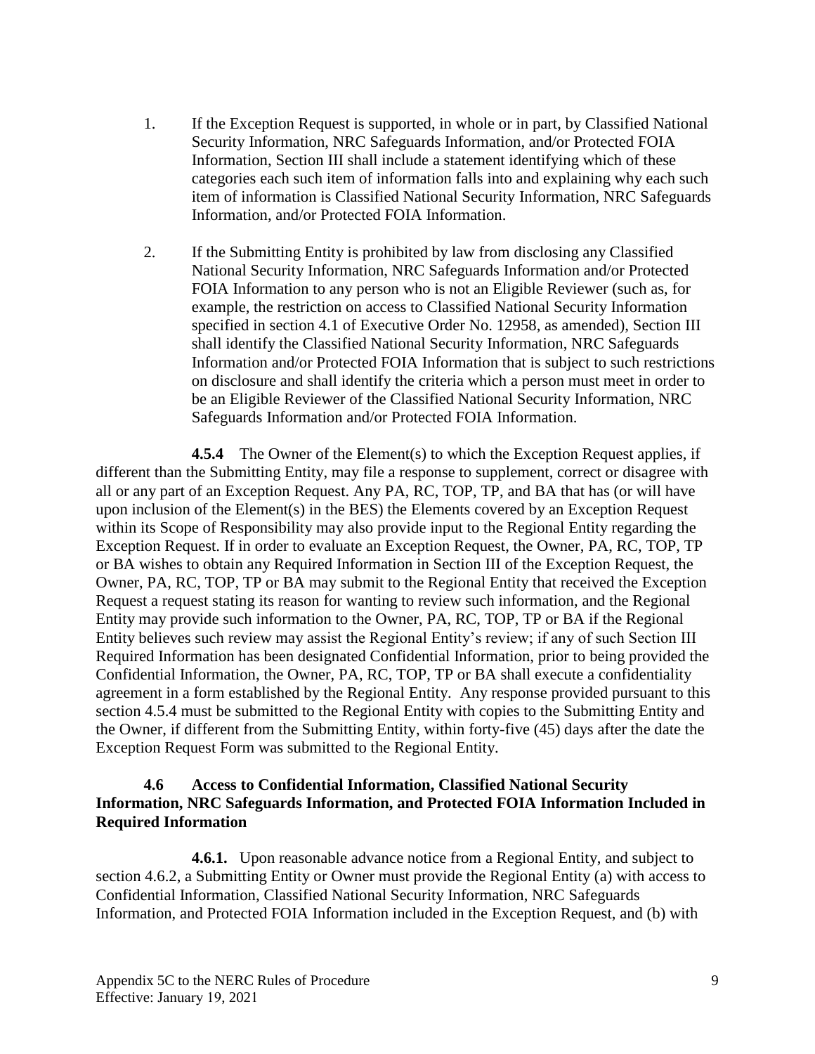1. If the Exception Request is supported, in whole or in part, by Classified National Security Information, NRC Safeguards Information, and/or Protected FOIA Information, Section III shall include a statement identifying which of these categories each such item of information falls into and explaining why each such item of information is Classified National Security Information, NRC Safeguards Information, and/or Protected FOIA Information.

2. If the Submitting Entity is prohibited by law from disclosing any Classified National Security Information, NRC Safeguards Information and/or Protected FOIA Information to any person who is not an Eligible Reviewer (such as, for example, the restriction on access to Classified National Security Information specified in section 4.1 of Executive Order No. 12958, as amended), Section III shall identify the Classified National Security Information, NRC Safeguards Information and/or Protected FOIA Information that is subject to such restrictions on disclosure and shall identify the criteria which a person must meet in order to be an Eligible Reviewer of the Classified National Security Information, NRC Safeguards Information and/or Protected FOIA Information.

**4.5.4** The Owner of the Element(s) to which the Exception Request applies, if different than the Submitting Entity, may file a response to supplement, correct or disagree with all or any part of an Exception Request. Any PA, RC, TOP, TP, and BA that has (or will have upon inclusion of the Element(s) in the BES) the Elements covered by an Exception Request within its Scope of Responsibility may also provide input to the Regional Entity regarding the Exception Request. If in order to evaluate an Exception Request, the Owner, PA, RC, TOP, TP or BA wishes to obtain any Required Information in Section III of the Exception Request, the Owner, PA, RC, TOP, TP or BA may submit to the Regional Entity that received the Exception Request a request stating its reason for wanting to review such information, and the Regional Entity may provide such information to the Owner, PA, RC, TOP, TP or BA if the Regional Entity believes such review may assist the Regional Entity's review; if any of such Section III Required Information has been designated Confidential Information, prior to being provided the Confidential Information, the Owner, PA, RC, TOP, TP or BA shall execute a confidentiality agreement in a form established by the Regional Entity. Any response provided pursuant to this section 4.5.4 must be submitted to the Regional Entity with copies to the Submitting Entity and the Owner, if different from the Submitting Entity, within forty-five (45) days after the date the Exception Request Form was submitted to the Regional Entity.

### 4.6 Access to Confidential Information, Classified National Security Information, NRC Safeguards Information, and Protected FOIA Information Included in Required Information

**4.6.1.** Upon reasonable advance notice from a Regional Entity, and subject to section 4.6.2, a Submitting Entity or Owner must provide the Regional Entity (a) with access to Confidential Information, Classified National Security Information, NRC Safeguards Information, and Protected FOIA Information included in the Exception Request, and (b) with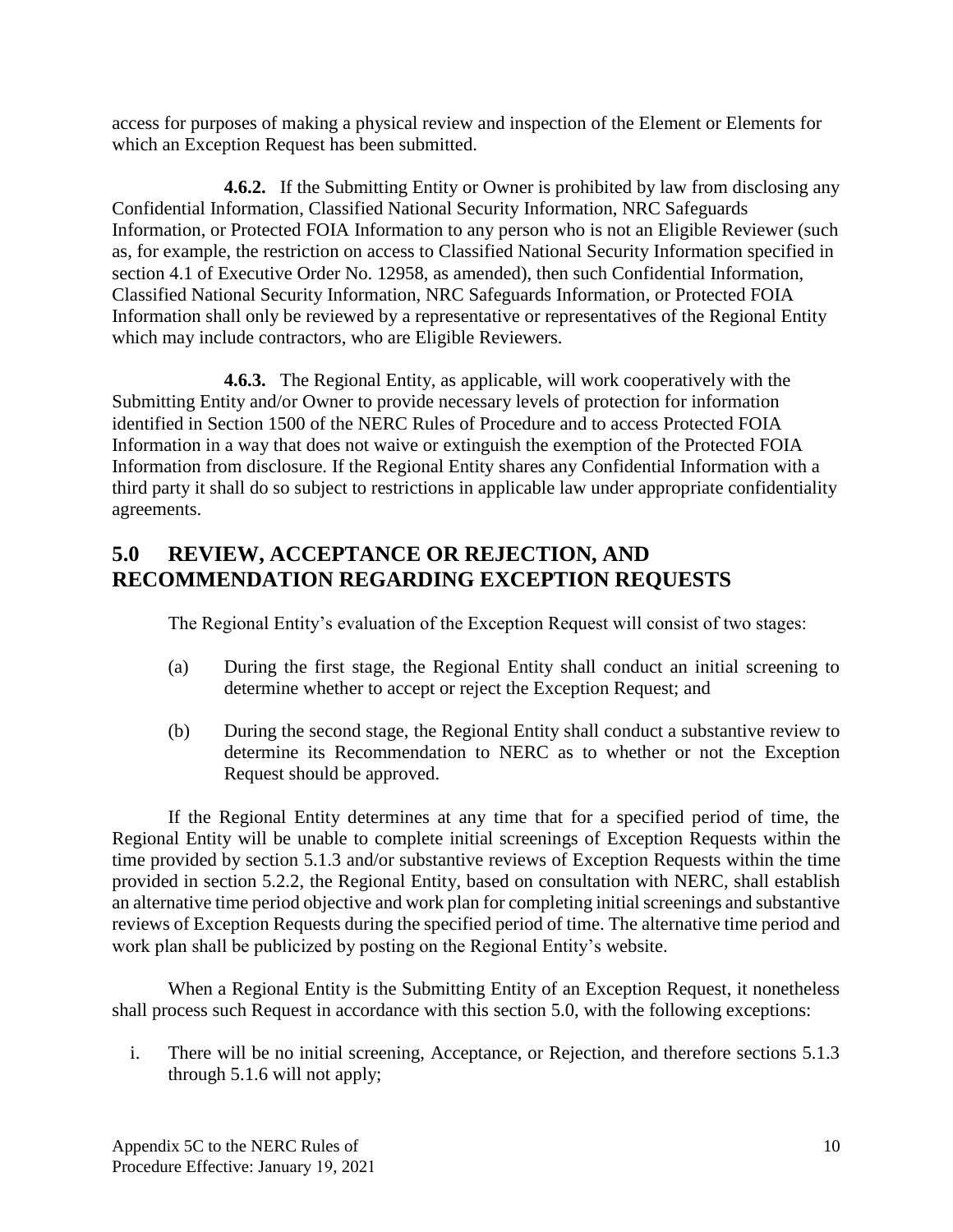access for purposes of making a physical review and inspection of the Element or Elements for which an Exception Request has been submitted.

**4.6.2.** If the Submitting Entity or Owner is prohibited by law from disclosing any Confidential Information, Classified National Security Information, NRC Safeguards Information, or Protected FOIA Information to any person who is not an Eligible Reviewer (such as, for example, the restriction on access to Classified National Security Information specified in section 4.1 of Executive Order No. 12958, as amended), then such Confidential Information, Classified National Security Information, NRC Safeguards Information, or Protected FOIA Information shall only be reviewed by a representative or representatives of the Regional Entity which may include contractors, who are Eligible Reviewers.

**4.6.3.** The Regional Entity, as applicable, will work cooperatively with the Submitting Entity and/or Owner to provide necessary levels of protection for information identified in Section 1500 of the NERC Rules of Procedure and to access Protected FOIA Information in a way that does not waive or extinguish the exemption of the Protected FOIA Information from disclosure. If the Regional Entity shares any Confidential Information with a third party it shall do so subject to restrictions in applicable law under appropriate confidentiality agreements.

## 5.0 REVIEW, ACCEPTANCE OR REJECTION, AND RECOMMENDATION REGARDING EXCEPTION REQUESTS

The Regional Entity's evaluation of the Exception Request will consist of two stages:

(a) During the first stage, the Regional Entity shall conduct an initial screening to determine whether to accept or reject the Exception Request; and

(b) During the second stage, the Regional Entity shall conduct a substantive review to determine its Recommendation to NERC as to whether or not the Exception Request should be approved.

If the Regional Entity determines at any time that for a specified period of time, the Regional Entity will be unable to complete initial screenings of Exception Requests within the time provided by section 5.1.3 and/or substantive reviews of Exception Requests within the time provided in section 5.2.2, the Regional Entity, based on consultation with NERC, shall establish an alternative time period objective and work plan for completing initial screenings and substantive reviews of Exception Requests during the specified period of time. The alternative time period and work plan shall be publicized by posting on the Regional Entity's website.

When a Regional Entity is the Submitting Entity of an Exception Request, it nonetheless shall process such Request in accordance with this section 5.0, with the following exceptions:

i. There will be no initial screening, Acceptance, or Rejection, and therefore sections 5.1.3 through 5.1.6 will not apply;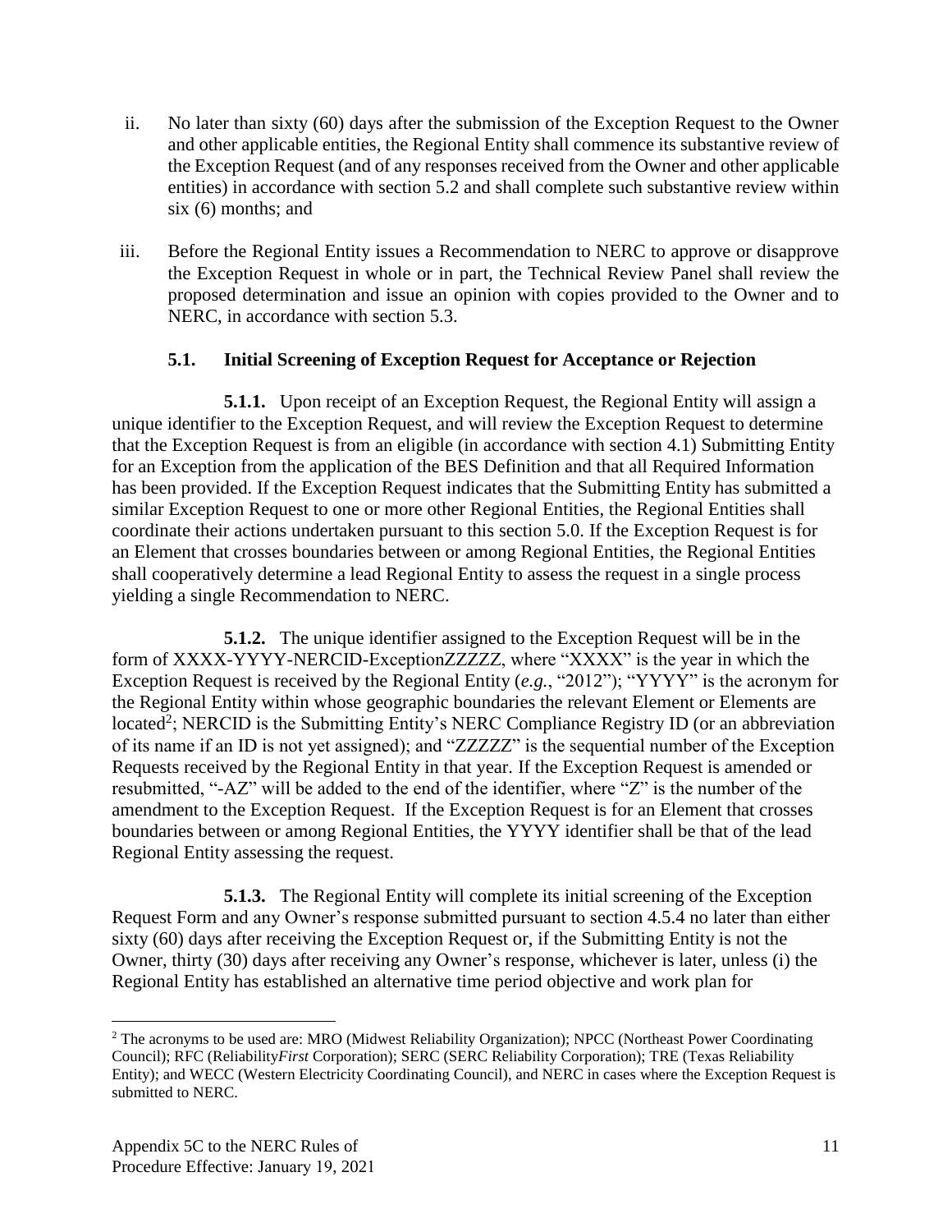ii. No later than sixty (60) days after the submission of the Exception Request to the Owner and other applicable entities, the Regional Entity shall commence its substantive review of the Exception Request (and of any responses received from the Owner and other applicable entities) in accordance with section 5.2 and shall complete such substantive review within six (6) months; and

iii. Before the Regional Entity issues a Recommendation to NERC to approve or disapprove the Exception Request in whole or in part, the Technical Review Panel shall review the proposed determination and issue an opinion with copies provided to the Owner and to NERC, in accordance with section 5.3.

### 5.1. Initial Screening of Exception Request for Acceptance or Rejection

**5.1.1.** Upon receipt of an Exception Request, the Regional Entity will assign a unique identifier to the Exception Request, and will review the Exception Request to determine that the Exception Request is from an eligible (in accordance with section 4.1) Submitting Entity for an Exception from the application of the BES Definition and that all Required Information has been provided. If the Exception Request indicates that the Submitting Entity has submitted a similar Exception Request to one or more other Regional Entities, the Regional Entities shall coordinate their actions undertaken pursuant to this section 5.0. If the Exception Request is for an Element that crosses boundaries between or among Regional Entities, the Regional Entities shall cooperatively determine a lead Regional Entity to assess the request in a single process yielding a single Recommendation to NERC.

**5.1.2.** The unique identifier assigned to the Exception Request will be in the form of XXXX-YYYY-NERCID-ExceptionZZZZZ, where "XXXX" is the year in which the Exception Request is received by the Regional Entity (*e.g.*, "2012"); "YYYY" is the acronym for the Regional Entity within whose geographic boundaries the relevant Element or Elements are located[2]; NERCID is the Submitting Entity's NERC Compliance Registry ID (or an abbreviation of its name if an ID is not yet assigned); and "ZZZZZ" is the sequential number of the Exception Requests received by the Regional Entity in that year. If the Exception Request is amended or resubmitted, "-AZ" will be added to the end of the identifier, where "Z" is the number of the amendment to the Exception Request. If the Exception Request is for an Element that crosses boundaries between or among Regional Entities, the YYYY identifier shall be that of the lead Regional Entity assessing the request.

**5.1.3.** The Regional Entity will complete its initial screening of the Exception Request Form and any Owner's response submitted pursuant to section 4.5.4 no later than either sixty (60) days after receiving the Exception Request or, if the Submitting Entity is not the Owner, thirty (30) days after receiving any Owner's response, whichever is later, unless (i) the Regional Entity has established an alternative time period objective and work plan for

[2] The acronyms to be used are: MRO (Midwest Reliability Organization); NPCC (Northeast Power Coordinating Council); RFC (Reliability*First* Corporation); SERC (SERC Reliability Corporation); TRE (Texas Reliability Entity); and WECC (Western Electricity Coordinating Council), and NERC in cases where the Exception Request is submitted to NERC.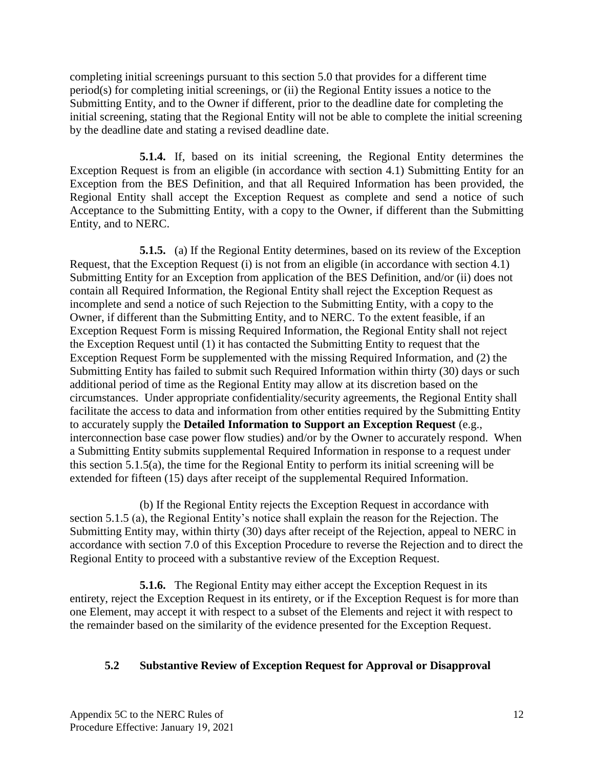completing initial screenings pursuant to this section 5.0 that provides for a different time period(s) for completing initial screenings, or (ii) the Regional Entity issues a notice to the Submitting Entity, and to the Owner if different, prior to the deadline date for completing the initial screening, stating that the Regional Entity will not be able to complete the initial screening by the deadline date and stating a revised deadline date.

**5.1.4.** If, based on its initial screening, the Regional Entity determines the Exception Request is from an eligible (in accordance with section 4.1) Submitting Entity for an Exception from the BES Definition, and that all Required Information has been provided, the Regional Entity shall accept the Exception Request as complete and send a notice of such Acceptance to the Submitting Entity, with a copy to the Owner, if different than the Submitting Entity, and to NERC.

**5.1.5.** (a) If the Regional Entity determines, based on its review of the Exception Request, that the Exception Request (i) is not from an eligible (in accordance with section 4.1) Submitting Entity for an Exception from application of the BES Definition, and/or (ii) does not contain all Required Information, the Regional Entity shall reject the Exception Request as incomplete and send a notice of such Rejection to the Submitting Entity, with a copy to the Owner, if different than the Submitting Entity, and to NERC. To the extent feasible, if an Exception Request Form is missing Required Information, the Regional Entity shall not reject the Exception Request until (1) it has contacted the Submitting Entity to request that the Exception Request Form be supplemented with the missing Required Information, and (2) the Submitting Entity has failed to submit such Required Information within thirty (30) days or such additional period of time as the Regional Entity may allow at its discretion based on the circumstances. Under appropriate confidentiality/security agreements, the Regional Entity shall facilitate the access to data and information from other entities required by the Submitting Entity to accurately supply the **Detailed Information to Support an Exception Request** (e.g., interconnection base case power flow studies) and/or by the Owner to accurately respond. When a Submitting Entity submits supplemental Required Information in response to a request under this section 5.1.5(a), the time for the Regional Entity to perform its initial screening will be extended for fifteen (15) days after receipt of the supplemental Required Information.

(b) If the Regional Entity rejects the Exception Request in accordance with section 5.1.5 (a), the Regional Entity's notice shall explain the reason for the Rejection. The Submitting Entity may, within thirty (30) days after receipt of the Rejection, appeal to NERC in accordance with section 7.0 of this Exception Procedure to reverse the Rejection and to direct the Regional Entity to proceed with a substantive review of the Exception Request.

**5.1.6.** The Regional Entity may either accept the Exception Request in its entirety, reject the Exception Request in its entirety, or if the Exception Request is for more than one Element, may accept it with respect to a subset of the Elements and reject it with respect to the remainder based on the similarity of the evidence presented for the Exception Request.

### 5.2 Substantive Review of Exception Request for Approval or Disapproval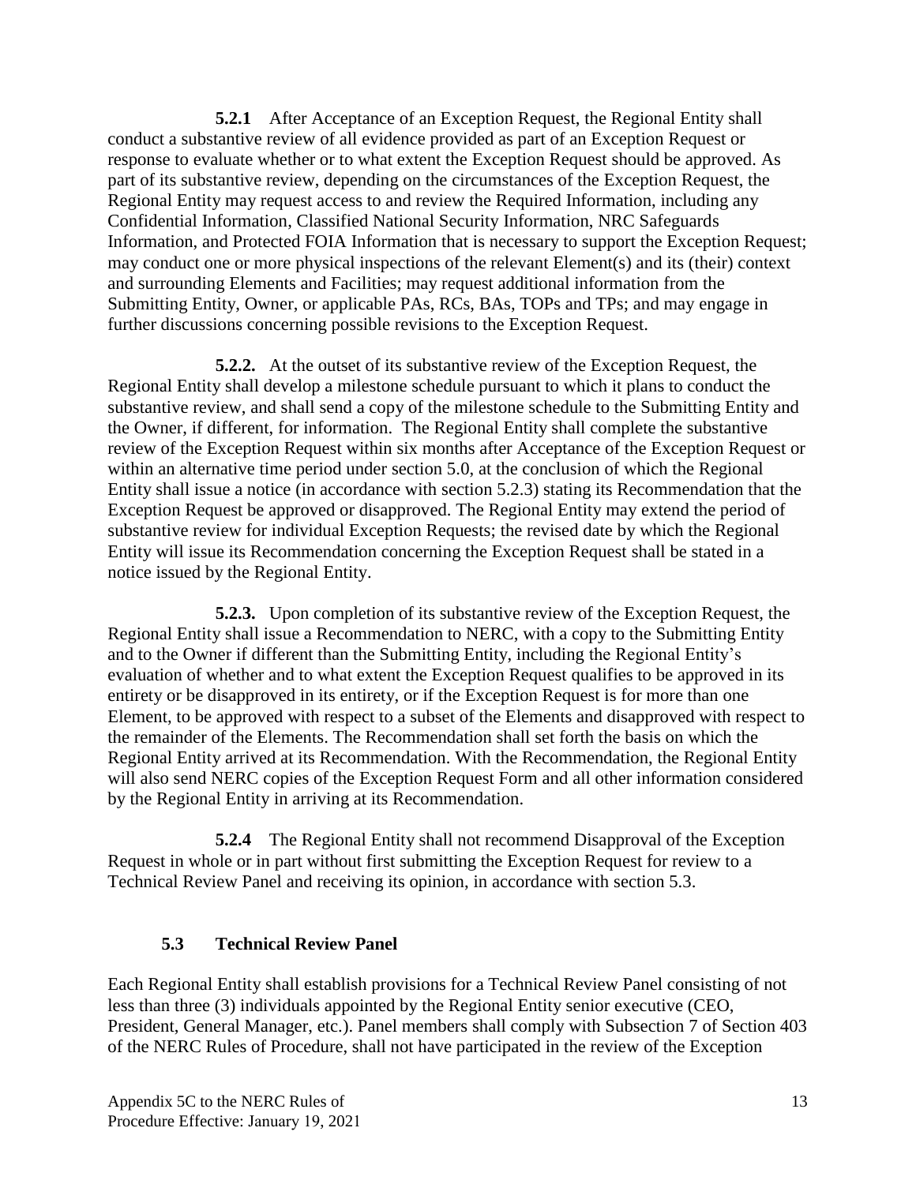**5.2.1** After Acceptance of an Exception Request, the Regional Entity shall conduct a substantive review of all evidence provided as part of an Exception Request or response to evaluate whether or to what extent the Exception Request should be approved. As part of its substantive review, depending on the circumstances of the Exception Request, the Regional Entity may request access to and review the Required Information, including any Confidential Information, Classified National Security Information, NRC Safeguards Information, and Protected FOIA Information that is necessary to support the Exception Request; may conduct one or more physical inspections of the relevant Element(s) and its (their) context and surrounding Elements and Facilities; may request additional information from the Submitting Entity, Owner, or applicable PAs, RCs, BAs, TOPs and TPs; and may engage in further discussions concerning possible revisions to the Exception Request.

**5.2.2.** At the outset of its substantive review of the Exception Request, the Regional Entity shall develop a milestone schedule pursuant to which it plans to conduct the substantive review, and shall send a copy of the milestone schedule to the Submitting Entity and the Owner, if different, for information. The Regional Entity shall complete the substantive review of the Exception Request within six months after Acceptance of the Exception Request or within an alternative time period under section 5.0, at the conclusion of which the Regional Entity shall issue a notice (in accordance with section 5.2.3) stating its Recommendation that the Exception Request be approved or disapproved. The Regional Entity may extend the period of substantive review for individual Exception Requests; the revised date by which the Regional Entity will issue its Recommendation concerning the Exception Request shall be stated in a notice issued by the Regional Entity.

**5.2.3.** Upon completion of its substantive review of the Exception Request, the Regional Entity shall issue a Recommendation to NERC, with a copy to the Submitting Entity and to the Owner if different than the Submitting Entity, including the Regional Entity's evaluation of whether and to what extent the Exception Request qualifies to be approved in its entirety or be disapproved in its entirety, or if the Exception Request is for more than one Element, to be approved with respect to a subset of the Elements and disapproved with respect to the remainder of the Elements. The Recommendation shall set forth the basis on which the Regional Entity arrived at its Recommendation. With the Recommendation, the Regional Entity will also send NERC copies of the Exception Request Form and all other information considered by the Regional Entity in arriving at its Recommendation.

**5.2.4** The Regional Entity shall not recommend Disapproval of the Exception Request in whole or in part without first submitting the Exception Request for review to a Technical Review Panel and receiving its opinion, in accordance with section 5.3.

### 5.3 Technical Review Panel

Each Regional Entity shall establish provisions for a Technical Review Panel consisting of not less than three (3) individuals appointed by the Regional Entity senior executive (CEO, President, General Manager, etc.). Panel members shall comply with Subsection 7 of Section 403 of the NERC Rules of Procedure, shall not have participated in the review of the Exception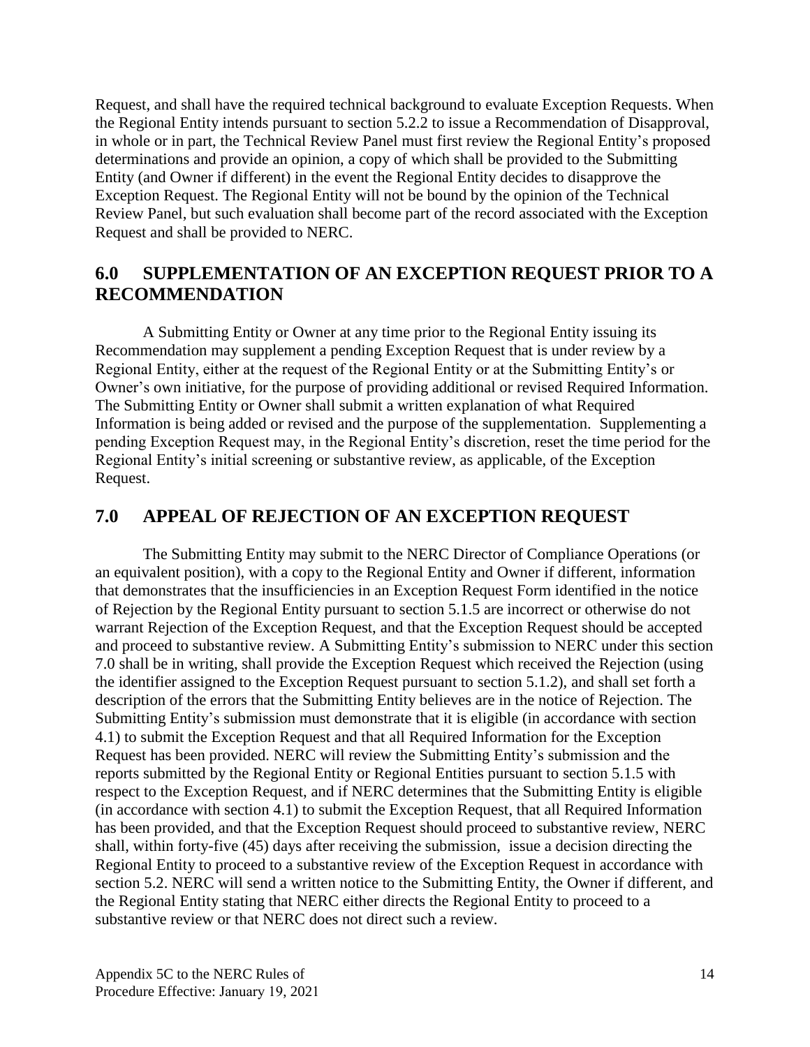Request, and shall have the required technical background to evaluate Exception Requests. When the Regional Entity intends pursuant to section 5.2.2 to issue a Recommendation of Disapproval, in whole or in part, the Technical Review Panel must first review the Regional Entity's proposed determinations and provide an opinion, a copy of which shall be provided to the Submitting Entity (and Owner if different) in the event the Regional Entity decides to disapprove the Exception Request. The Regional Entity will not be bound by the opinion of the Technical Review Panel, but such evaluation shall become part of the record associated with the Exception Request and shall be provided to NERC.

## 6.0 SUPPLEMENTATION OF AN EXCEPTION REQUEST PRIOR TO A RECOMMENDATION

A Submitting Entity or Owner at any time prior to the Regional Entity issuing its Recommendation may supplement a pending Exception Request that is under review by a Regional Entity, either at the request of the Regional Entity or at the Submitting Entity's or Owner's own initiative, for the purpose of providing additional or revised Required Information. The Submitting Entity or Owner shall submit a written explanation of what Required Information is being added or revised and the purpose of the supplementation. Supplementing a pending Exception Request may, in the Regional Entity's discretion, reset the time period for the Regional Entity's initial screening or substantive review, as applicable, of the Exception Request.

## 7.0 APPEAL OF REJECTION OF AN EXCEPTION REQUEST

The Submitting Entity may submit to the NERC Director of Compliance Operations (or an equivalent position), with a copy to the Regional Entity and Owner if different, information that demonstrates that the insufficiencies in an Exception Request Form identified in the notice of Rejection by the Regional Entity pursuant to section 5.1.5 are incorrect or otherwise do not warrant Rejection of the Exception Request, and that the Exception Request should be accepted and proceed to substantive review. A Submitting Entity's submission to NERC under this section 7.0 shall be in writing, shall provide the Exception Request which received the Rejection (using the identifier assigned to the Exception Request pursuant to section 5.1.2), and shall set forth a description of the errors that the Submitting Entity believes are in the notice of Rejection. The Submitting Entity's submission must demonstrate that it is eligible (in accordance with section 4.1) to submit the Exception Request and that all Required Information for the Exception Request has been provided. NERC will review the Submitting Entity's submission and the reports submitted by the Regional Entity or Regional Entities pursuant to section 5.1.5 with respect to the Exception Request, and if NERC determines that the Submitting Entity is eligible (in accordance with section 4.1) to submit the Exception Request, that all Required Information has been provided, and that the Exception Request should proceed to substantive review, NERC shall, within forty-five (45) days after receiving the submission, issue a decision directing the Regional Entity to proceed to a substantive review of the Exception Request in accordance with section 5.2. NERC will send a written notice to the Submitting Entity, the Owner if different, and the Regional Entity stating that NERC either directs the Regional Entity to proceed to a substantive review or that NERC does not direct such a review.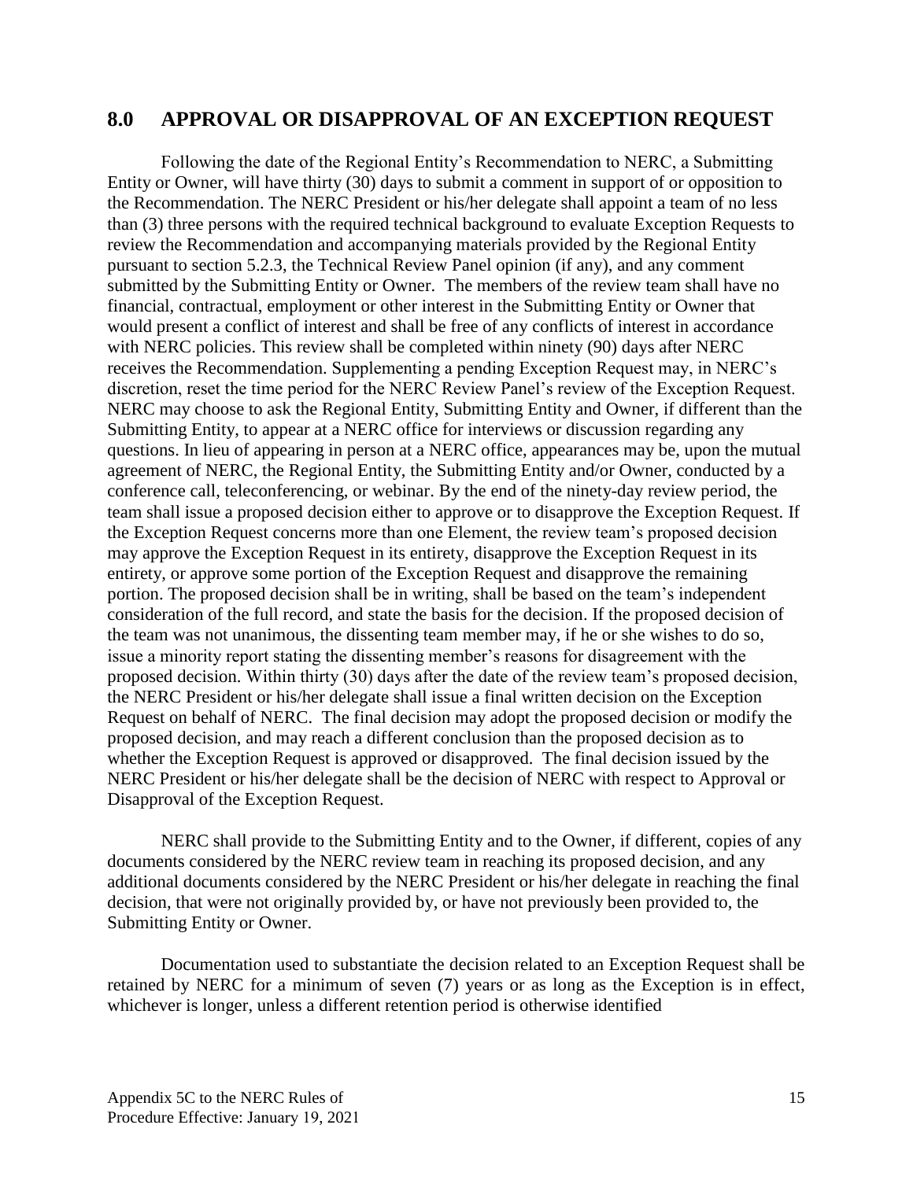## 8.0 APPROVAL OR DISAPPROVAL OF AN EXCEPTION REQUEST

Following the date of the Regional Entity's Recommendation to NERC, a Submitting Entity or Owner, will have thirty (30) days to submit a comment in support of or opposition to the Recommendation. The NERC President or his/her delegate shall appoint a team of no less than (3) three persons with the required technical background to evaluate Exception Requests to review the Recommendation and accompanying materials provided by the Regional Entity pursuant to section 5.2.3, the Technical Review Panel opinion (if any), and any comment submitted by the Submitting Entity or Owner. The members of the review team shall have no financial, contractual, employment or other interest in the Submitting Entity or Owner that would present a conflict of interest and shall be free of any conflicts of interest in accordance with NERC policies. This review shall be completed within ninety (90) days after NERC receives the Recommendation. Supplementing a pending Exception Request may, in NERC's discretion, reset the time period for the NERC Review Panel's review of the Exception Request. NERC may choose to ask the Regional Entity, Submitting Entity and Owner, if different than the Submitting Entity, to appear at a NERC office for interviews or discussion regarding any questions. In lieu of appearing in person at a NERC office, appearances may be, upon the mutual agreement of NERC, the Regional Entity, the Submitting Entity and/or Owner, conducted by a conference call, teleconferencing, or webinar. By the end of the ninety-day review period, the team shall issue a proposed decision either to approve or to disapprove the Exception Request. If the Exception Request concerns more than one Element, the review team's proposed decision may approve the Exception Request in its entirety, disapprove the Exception Request in its entirety, or approve some portion of the Exception Request and disapprove the remaining portion. The proposed decision shall be in writing, shall be based on the team's independent consideration of the full record, and state the basis for the decision. If the proposed decision of the team was not unanimous, the dissenting team member may, if he or she wishes to do so, issue a minority report stating the dissenting member's reasons for disagreement with the proposed decision. Within thirty (30) days after the date of the review team's proposed decision, the NERC President or his/her delegate shall issue a final written decision on the Exception Request on behalf of NERC. The final decision may adopt the proposed decision or modify the proposed decision, and may reach a different conclusion than the proposed decision as to whether the Exception Request is approved or disapproved. The final decision issued by the NERC President or his/her delegate shall be the decision of NERC with respect to Approval or Disapproval of the Exception Request.

NERC shall provide to the Submitting Entity and to the Owner, if different, copies of any documents considered by the NERC review team in reaching its proposed decision, and any additional documents considered by the NERC President or his/her delegate in reaching the final decision, that were not originally provided by, or have not previously been provided to, the Submitting Entity or Owner.

Documentation used to substantiate the decision related to an Exception Request shall be retained by NERC for a minimum of seven (7) years or as long as the Exception is in effect, whichever is longer, unless a different retention period is otherwise identified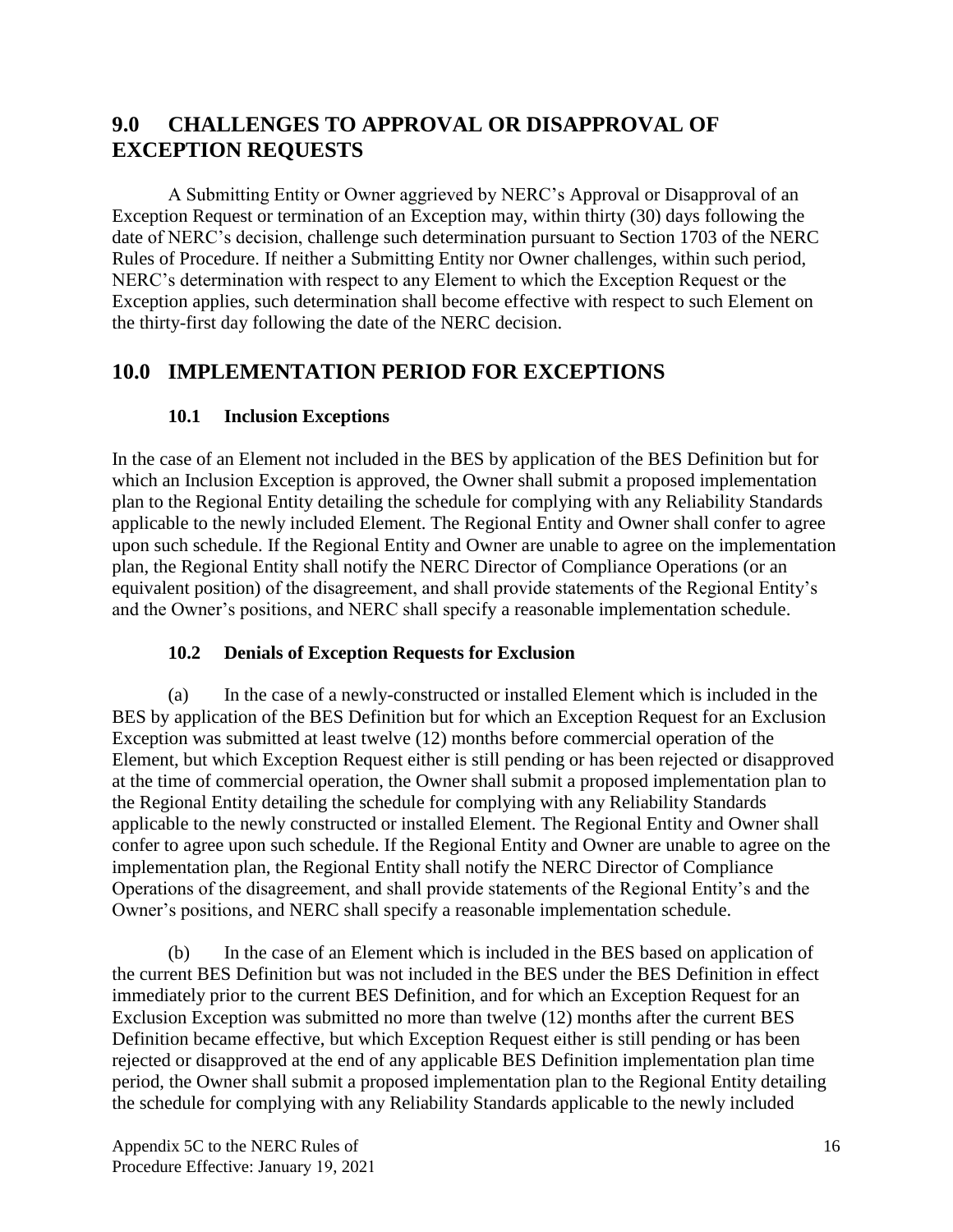## 9.0 CHALLENGES TO APPROVAL OR DISAPPROVAL OF EXCEPTION REQUESTS

A Submitting Entity or Owner aggrieved by NERC's Approval or Disapproval of an Exception Request or termination of an Exception may, within thirty (30) days following the date of NERC's decision, challenge such determination pursuant to Section 1703 of the NERC Rules of Procedure. If neither a Submitting Entity nor Owner challenges, within such period, NERC's determination with respect to any Element to which the Exception Request or the Exception applies, such determination shall become effective with respect to such Element on the thirty-first day following the date of the NERC decision.

## 10.0 IMPLEMENTATION PERIOD FOR EXCEPTIONS

### 10.1 Inclusion Exceptions

In the case of an Element not included in the BES by application of the BES Definition but for which an Inclusion Exception is approved, the Owner shall submit a proposed implementation plan to the Regional Entity detailing the schedule for complying with any Reliability Standards applicable to the newly included Element. The Regional Entity and Owner shall confer to agree upon such schedule. If the Regional Entity and Owner are unable to agree on the implementation plan, the Regional Entity shall notify the NERC Director of Compliance Operations (or an equivalent position) of the disagreement, and shall provide statements of the Regional Entity's and the Owner's positions, and NERC shall specify a reasonable implementation schedule.

### 10.2 Denials of Exception Requests for Exclusion

(a) In the case of a newly-constructed or installed Element which is included in the BES by application of the BES Definition but for which an Exception Request for an Exclusion Exception was submitted at least twelve (12) months before commercial operation of the Element, but which Exception Request either is still pending or has been rejected or disapproved at the time of commercial operation, the Owner shall submit a proposed implementation plan to the Regional Entity detailing the schedule for complying with any Reliability Standards applicable to the newly constructed or installed Element. The Regional Entity and Owner shall confer to agree upon such schedule. If the Regional Entity and Owner are unable to agree on the implementation plan, the Regional Entity shall notify the NERC Director of Compliance Operations of the disagreement, and shall provide statements of the Regional Entity's and the Owner's positions, and NERC shall specify a reasonable implementation schedule.

(b) In the case of an Element which is included in the BES based on application of the current BES Definition but was not included in the BES under the BES Definition in effect immediately prior to the current BES Definition, and for which an Exception Request for an Exclusion Exception was submitted no more than twelve (12) months after the current BES Definition became effective, but which Exception Request either is still pending or has been rejected or disapproved at the end of any applicable BES Definition implementation plan time period, the Owner shall submit a proposed implementation plan to the Regional Entity detailing the schedule for complying with any Reliability Standards applicable to the newly included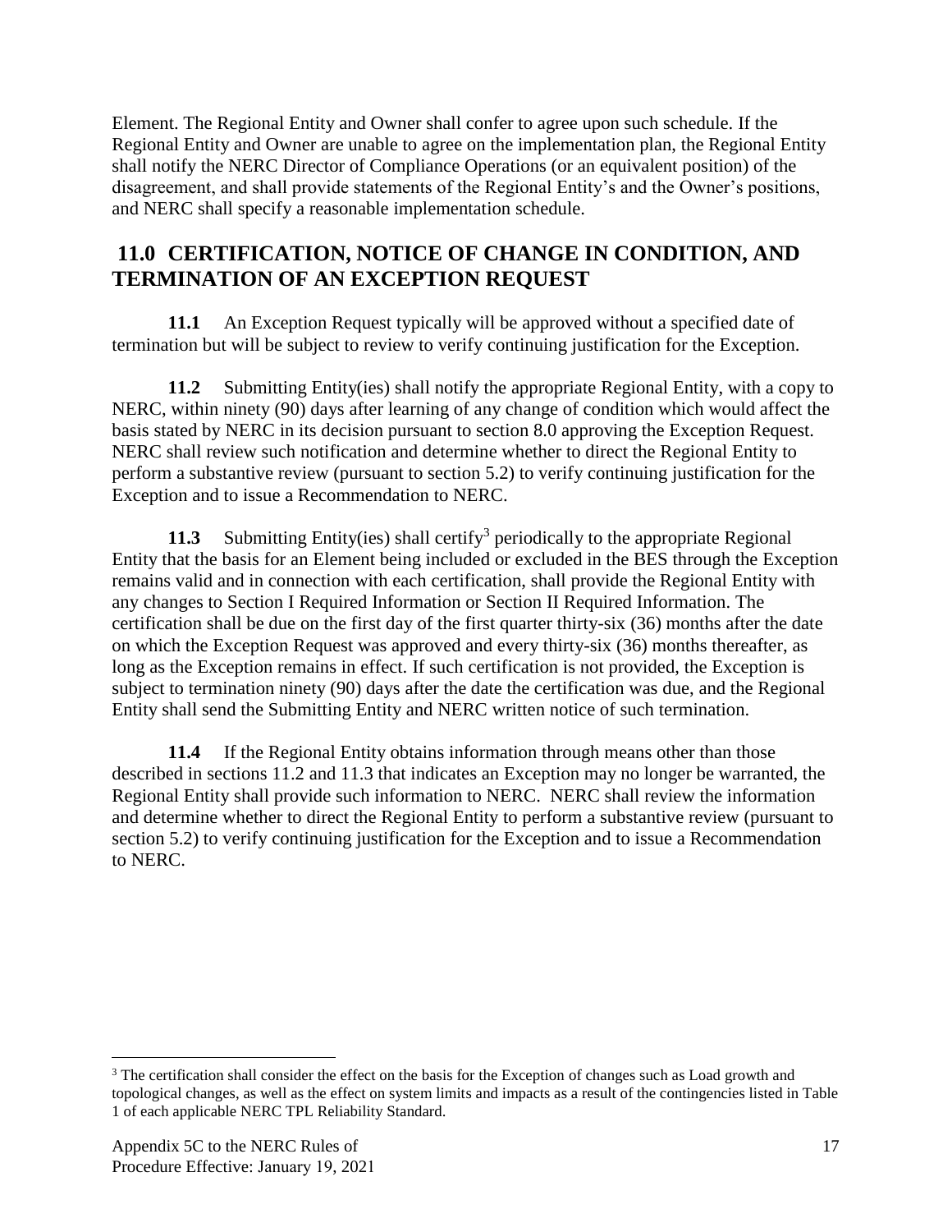Element. The Regional Entity and Owner shall confer to agree upon such schedule. If the Regional Entity and Owner are unable to agree on the implementation plan, the Regional Entity shall notify the NERC Director of Compliance Operations (or an equivalent position) of the disagreement, and shall provide statements of the Regional Entity's and the Owner's positions, and NERC shall specify a reasonable implementation schedule.

## 11.0 CERTIFICATION, NOTICE OF CHANGE IN CONDITION, AND TERMINATION OF AN EXCEPTION REQUEST

**11.1** An Exception Request typically will be approved without a specified date of termination but will be subject to review to verify continuing justification for the Exception.

**11.2** Submitting Entity(ies) shall notify the appropriate Regional Entity, with a copy to NERC, within ninety (90) days after learning of any change of condition which would affect the basis stated by NERC in its decision pursuant to section 8.0 approving the Exception Request. NERC shall review such notification and determine whether to direct the Regional Entity to perform a substantive review (pursuant to section 5.2) to verify continuing justification for the Exception and to issue a Recommendation to NERC.

**11.3** Submitting Entity(ies) shall certify[3] periodically to the appropriate Regional Entity that the basis for an Element being included or excluded in the BES through the Exception remains valid and in connection with each certification, shall provide the Regional Entity with any changes to Section I Required Information or Section II Required Information. The certification shall be due on the first day of the first quarter thirty-six (36) months after the date on which the Exception Request was approved and every thirty-six (36) months thereafter, as long as the Exception remains in effect. If such certification is not provided, the Exception is subject to termination ninety (90) days after the date the certification was due, and the Regional Entity shall send the Submitting Entity and NERC written notice of such termination.

**11.4** If the Regional Entity obtains information through means other than those described in sections 11.2 and 11.3 that indicates an Exception may no longer be warranted, the Regional Entity shall provide such information to NERC. NERC shall review the information and determine whether to direct the Regional Entity to perform a substantive review (pursuant to section 5.2) to verify continuing justification for the Exception and to issue a Recommendation to NERC.

---

[3] The certification shall consider the effect on the basis for the Exception of changes such as Load growth and topological changes, as well as the effect on system limits and impacts as a result of the contingencies listed in Table 1 of each applicable NERC TPL Reliability Standard.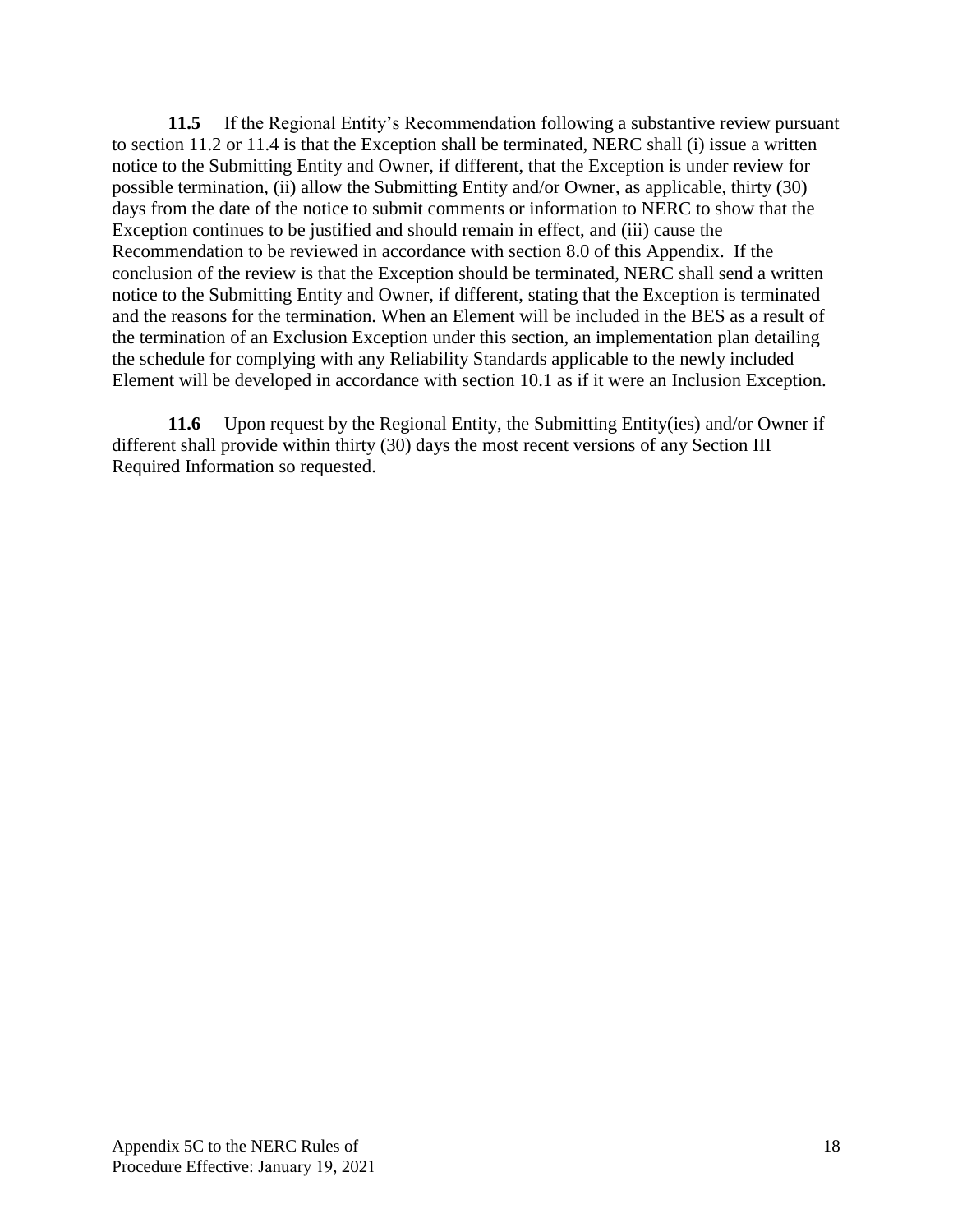**11.5** If the Regional Entity's Recommendation following a substantive review pursuant to section 11.2 or 11.4 is that the Exception shall be terminated, NERC shall (i) issue a written notice to the Submitting Entity and Owner, if different, that the Exception is under review for possible termination, (ii) allow the Submitting Entity and/or Owner, as applicable, thirty (30) days from the date of the notice to submit comments or information to NERC to show that the Exception continues to be justified and should remain in effect, and (iii) cause the Recommendation to be reviewed in accordance with section 8.0 of this Appendix. If the conclusion of the review is that the Exception should be terminated, NERC shall send a written notice to the Submitting Entity and Owner, if different, stating that the Exception is terminated and the reasons for the termination. When an Element will be included in the BES as a result of the termination of an Exclusion Exception under this section, an implementation plan detailing the schedule for complying with any Reliability Standards applicable to the newly included Element will be developed in accordance with section 10.1 as if it were an Inclusion Exception.

**11.6** Upon request by the Regional Entity, the Submitting Entity(ies) and/or Owner if different shall provide within thirty (30) days the most recent versions of any Section III Required Information so requested.